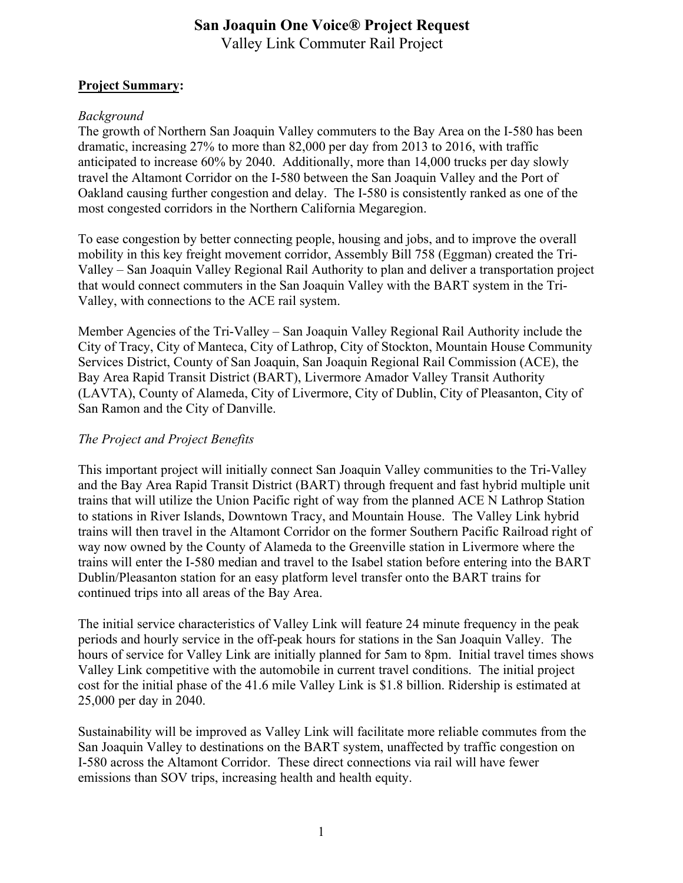# San Joaquin One Voice® Project Request

## Valley Link Commuter Rail Project

**<u>Project Summary</u>:**

*Background*

The growth of Northern San Joaquin Valley commuters to the Bay Area on the I-580 has been dramatic, increasing 27% to more than 82,000 per day from 2013 to 2016, with traffic anticipated to increase 60% by 2040. Additionally, more than 14,000 trucks per day slowly travel the Altamont Corridor on the I-580 between the San Joaquin Valley and the Port of Oakland causing further congestion and delay. The I-580 is consistently ranked as one of the most congested corridors in the Northern California Megaregion.

To ease congestion by better connecting people, housing and jobs, and to improve the overall mobility in this key freight movement corridor, Assembly Bill 758 (Eggman) created the Tri-Valley – San Joaquin Valley Regional Rail Authority to plan and deliver a transportation project that would connect commuters in the San Joaquin Valley with the BART system in the Tri-Valley, with connections to the ACE rail system.

Member Agencies of the Tri-Valley – San Joaquin Valley Regional Rail Authority include the City of Tracy, City of Manteca, City of Lathrop, City of Stockton, Mountain House Community Services District, County of San Joaquin, San Joaquin Regional Rail Commission (ACE), the Bay Area Rapid Transit District (BART), Livermore Amador Valley Transit Authority (LAVTA), County of Alameda, City of Livermore, City of Dublin, City of Pleasanton, City of San Ramon and the City of Danville.

*The Project and Project Benefits*

This important project will initially connect San Joaquin Valley communities to the Tri-Valley and the Bay Area Rapid Transit District (BART) through frequent and fast hybrid multiple unit trains that will utilize the Union Pacific right of way from the planned ACE N Lathrop Station to stations in River Islands, Downtown Tracy, and Mountain House. The Valley Link hybrid trains will then travel in the Altamont Corridor on the former Southern Pacific Railroad right of way now owned by the County of Alameda to the Greenville station in Livermore where the trains will enter the I-580 median and travel to the Isabel station before entering into the BART Dublin/Pleasanton station for an easy platform level transfer onto the BART trains for continued trips into all areas of the Bay Area.

The initial service characteristics of Valley Link will feature 24 minute frequency in the peak periods and hourly service in the off-peak hours for stations in the San Joaquin Valley. The hours of service for Valley Link are initially planned for 5am to 8pm. Initial travel times shows Valley Link competitive with the automobile in current travel conditions. The initial project cost for the initial phase of the 41.6 mile Valley Link is $1.8 billion. Ridership is estimated at 25,000 per day in 2040.

Sustainability will be improved as Valley Link will facilitate more reliable commutes from the San Joaquin Valley to destinations on the BART system, unaffected by traffic congestion on I-580 across the Altamont Corridor. These direct connections via rail will have fewer emissions than SOV trips, increasing health and health equity.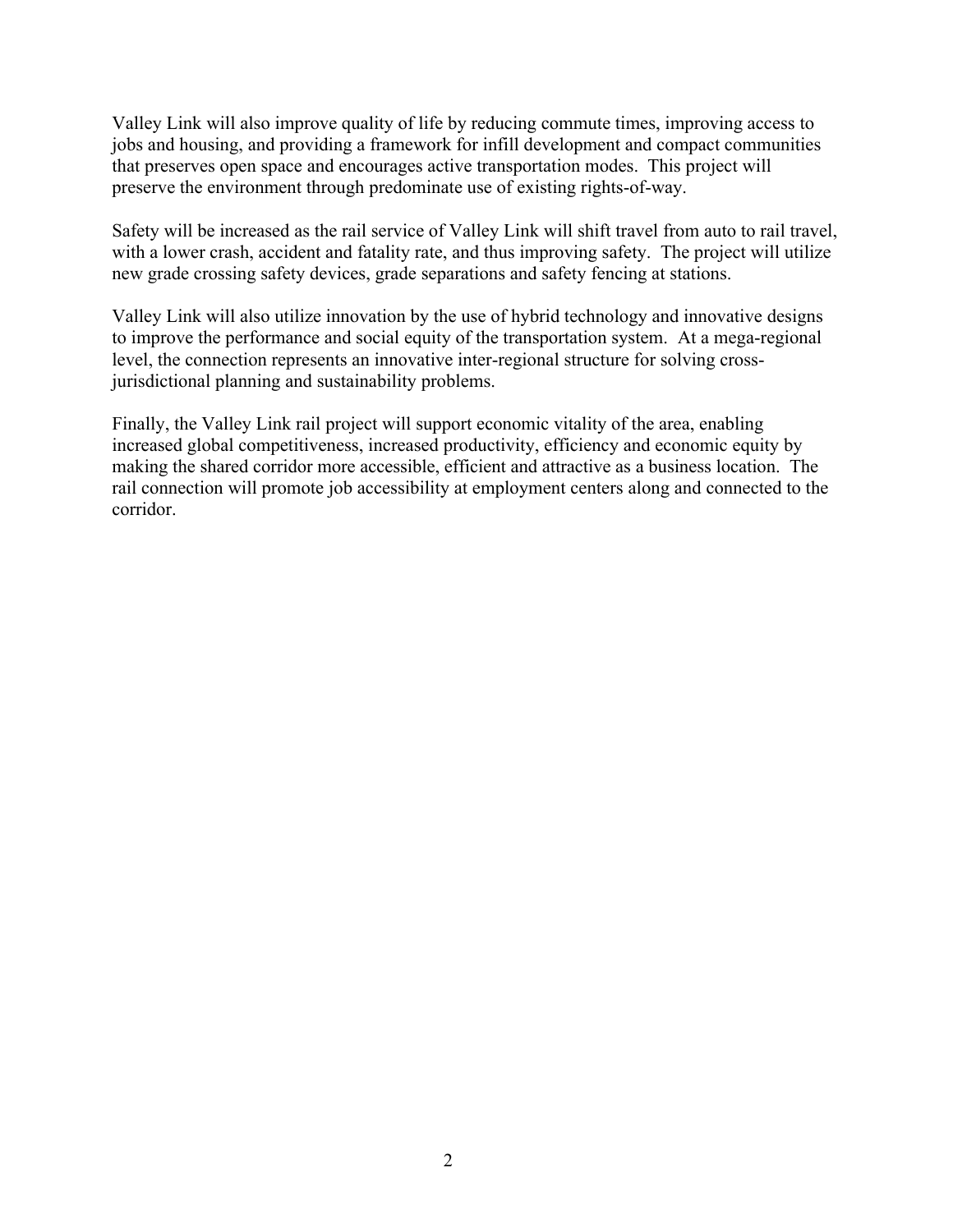Valley Link will also improve quality of life by reducing commute times, improving access to jobs and housing, and providing a framework for infill development and compact communities that preserves open space and encourages active transportation modes. This project will preserve the environment through predominate use of existing rights-of-way.

Safety will be increased as the rail service of Valley Link will shift travel from auto to rail travel, with a lower crash, accident and fatality rate, and thus improving safety. The project will utilize new grade crossing safety devices, grade separations and safety fencing at stations.

Valley Link will also utilize innovation by the use of hybrid technology and innovative designs to improve the performance and social equity of the transportation system. At a mega-regional level, the connection represents an innovative inter-regional structure for solving cross-jurisdictional planning and sustainability problems.

Finally, the Valley Link rail project will support economic vitality of the area, enabling increased global competitiveness, increased productivity, efficiency and economic equity by making the shared corridor more accessible, efficient and attractive as a business location. The rail connection will promote job accessibility at employment centers along and connected to the corridor.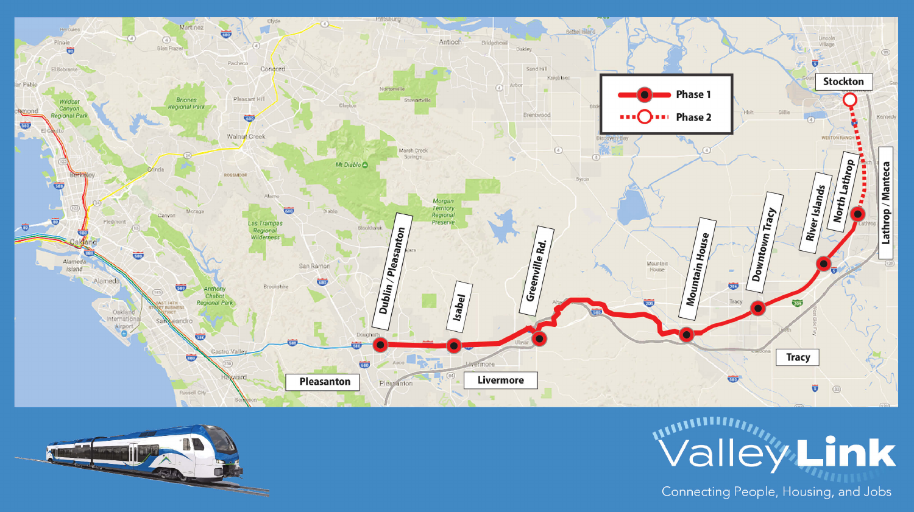Phase 1

Phase 2

Stockton

Lathrop / Manteca

North Lathrop

River Islands

Downtown Tracy

Mountain House

Greenville Rd.

Isabel

Dublin / Pleasanton

Pleasanton

Livermore

Tracy

ValleyLink

Connecting People, Housing, and Jobs